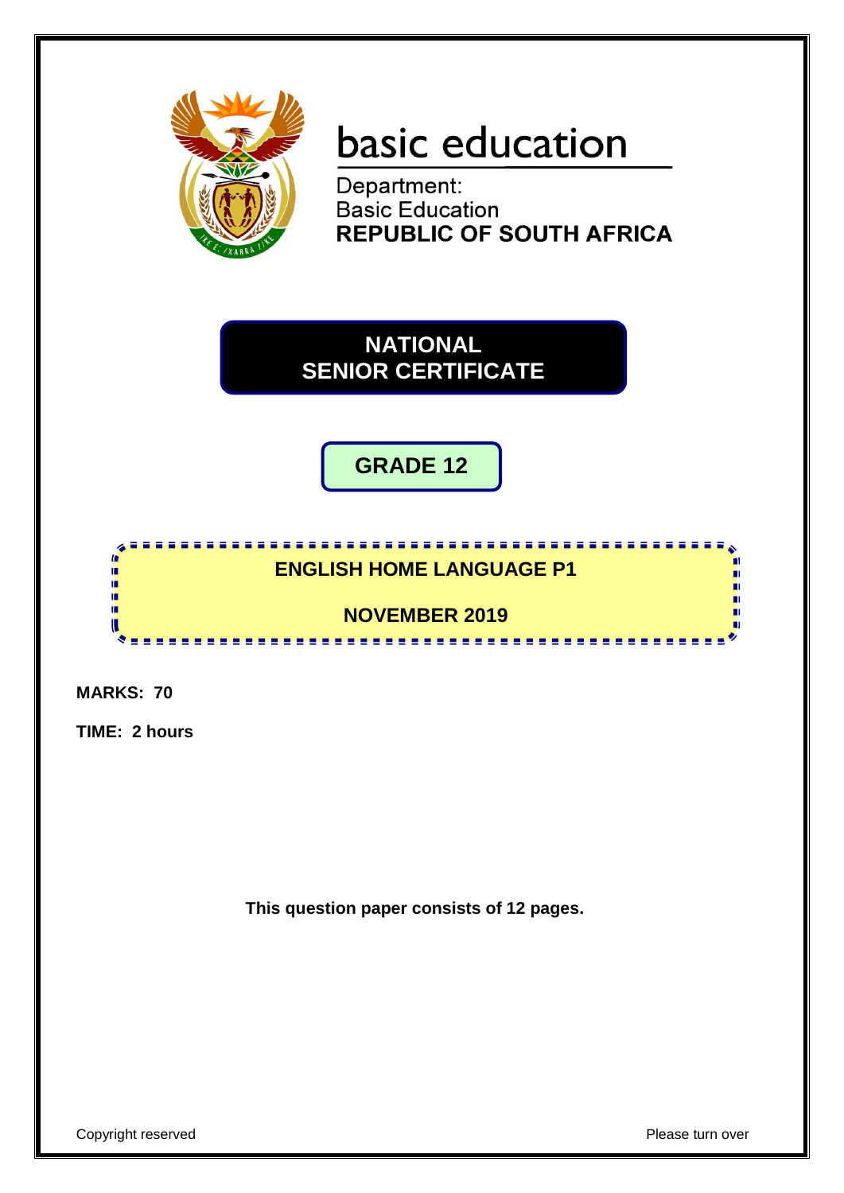basic education

Department:
Basic Education
**REPUBLIC OF SOUTH AFRICA**

# NATIONAL SENIOR CERTIFICATE

## GRADE 12

## ENGLISH HOME LANGUAGE P1

## NOVEMBER 2019

**MARKS: 70**

**TIME: 2 hours**

**This question paper consists of 12 pages.**

Copyright reserved

Please turn over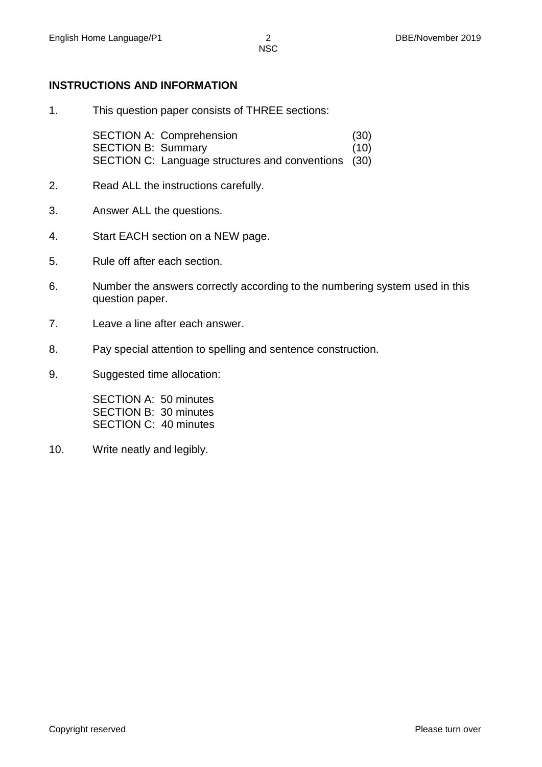## INSTRUCTIONS AND INFORMATION

1. This question paper consists of THREE sections:

   | | |
   |---|---|
   | SECTION A: Comprehension | (30) |
   | SECTION B: Summary | (10) |
   | SECTION C: Language structures and conventions | (30) |

2. Read ALL the instructions carefully.

3. Answer ALL the questions.

4. Start EACH section on a NEW page.

5. Rule off after each section.

6. Number the answers correctly according to the numbering system used in this question paper.

7. Leave a line after each answer.

8. Pay special attention to spelling and sentence construction.

9. Suggested time allocation:

   SECTION A: 50 minutes
   SECTION B: 30 minutes
   SECTION C: 40 minutes

10. Write neatly and legibly.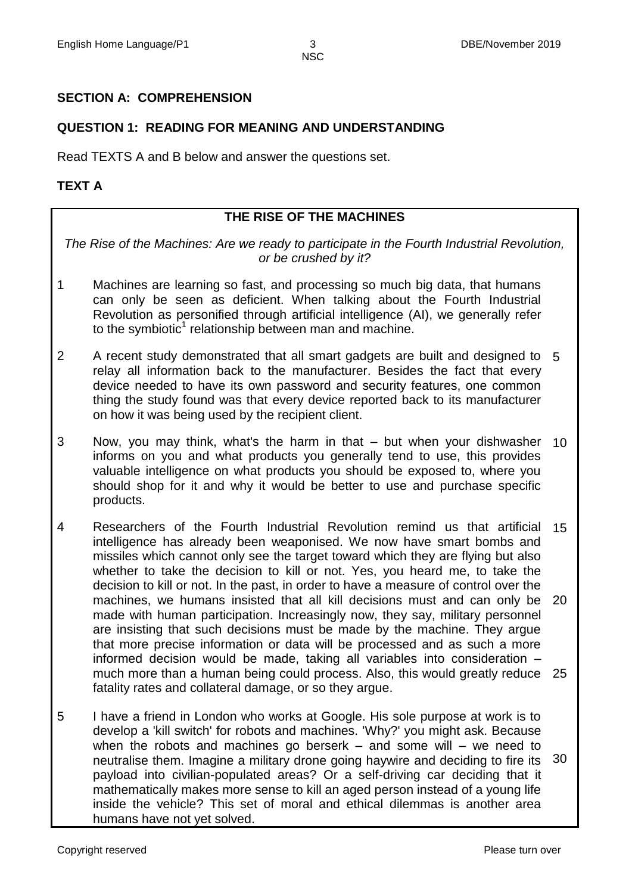## SECTION A: COMPREHENSION

### QUESTION 1: READING FOR MEANING AND UNDERSTANDING

Read TEXTS A and B below and answer the questions set.

### TEXT A

**THE RISE OF THE MACHINES**

*The Rise of the Machines: Are we ready to participate in the Fourth Industrial Revolution, or be crushed by it?*

1 Machines are learning so fast, and processing so much big data, that humans can only be seen as deficient. When talking about the Fourth Industrial Revolution as personified through artificial intelligence (AI), we generally refer to the symbiotic[1] relationship between man and machine.

2 A recent study demonstrated that all smart gadgets are built and designed to relay all information back to the manufacturer. Besides the fact that every device needed to have its own password and security features, one common thing the study found was that every device reported back to its manufacturer on how it was being used by the recipient client. (5)

3 Now, you may think, what's the harm in that – but when your dishwasher informs on you and what products you generally tend to use, this provides valuable intelligence on what products you should be exposed to, where you should shop for it and why it would be better to use and purchase specific products. (10)

4 Researchers of the Fourth Industrial Revolution remind us that artificial intelligence has already been weaponised. We now have smart bombs and missiles which cannot only see the target toward which they are flying but also whether to take the decision to kill or not. Yes, you heard me, to take the decision to kill or not. In the past, in order to have a measure of control over the machines, we humans insisted that all kill decisions must and can only be made with human participation. Increasingly now, they say, military personnel are insisting that such decisions must be made by the machine. They argue that more precise information or data will be processed and as such a more informed decision would be made, taking all variables into consideration – much more than a human being could process. Also, this would greatly reduce fatality rates and collateral damage, or so they argue. (15) (20) (25)

5 I have a friend in London who works at Google. His sole purpose at work is to develop a 'kill switch' for robots and machines. 'Why?' you might ask. Because when the robots and machines go berserk – and some will – we need to neutralise them. Imagine a military drone going haywire and deciding to fire its payload into civilian-populated areas? Or a self-driving car deciding that it mathematically makes more sense to kill an aged person instead of a young life inside the vehicle? This set of moral and ethical dilemmas is another area humans have not yet solved. (30)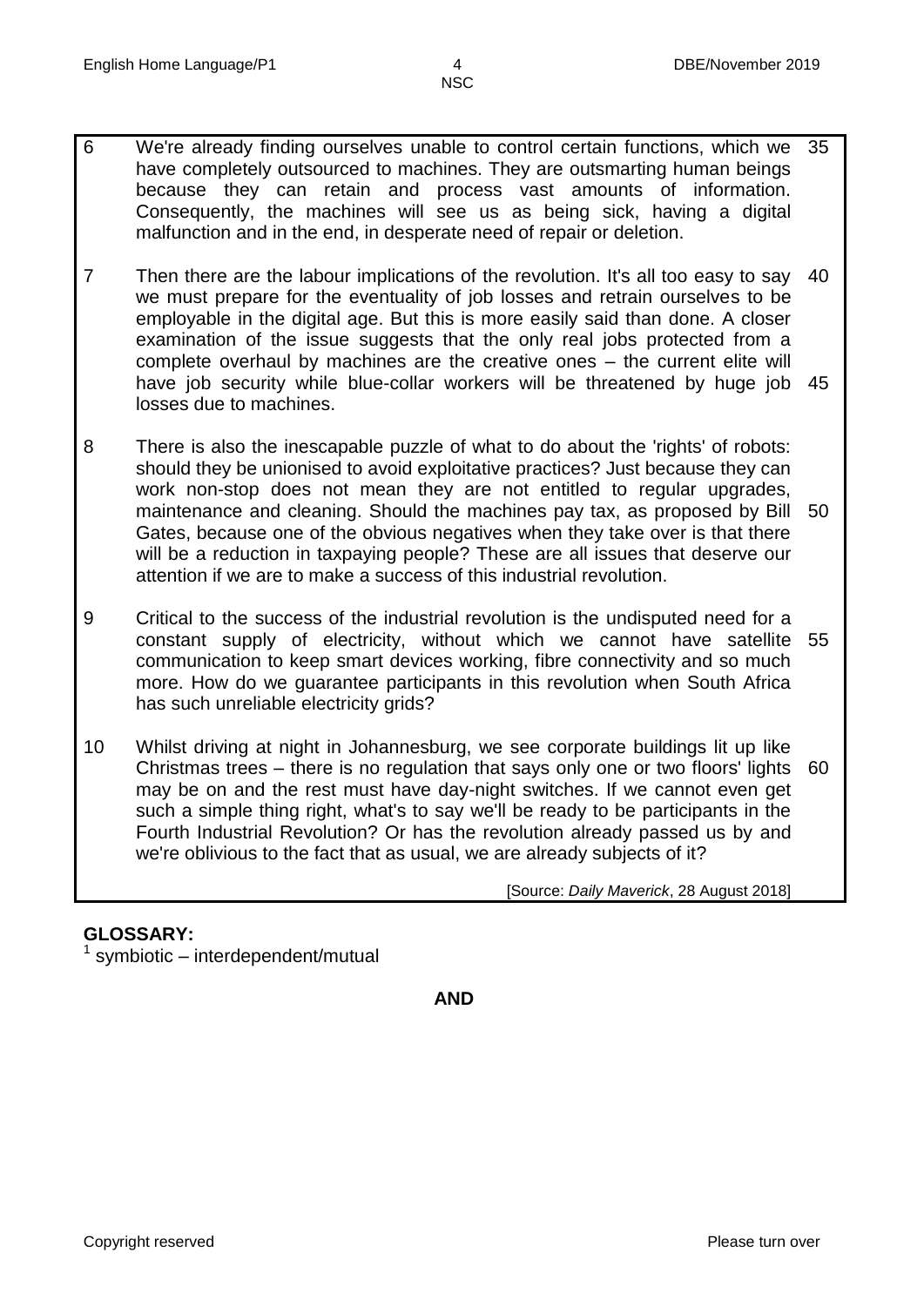6 We're already finding ourselves unable to control certain functions, which we have completely outsourced to machines. They are outsmarting human beings because they can retain and process vast amounts of information. Consequently, the machines will see us as being sick, having a digital malfunction and in the end, in desperate need of repair or deletion.

7 Then there are the labour implications of the revolution. It's all too easy to say we must prepare for the eventuality of job losses and retrain ourselves to be employable in the digital age. But this is more easily said than done. A closer examination of the issue suggests that the only real jobs protected from a complete overhaul by machines are the creative ones – the current elite will have job security while blue-collar workers will be threatened by huge job losses due to machines.

8 There is also the inescapable puzzle of what to do about the 'rights' of robots: should they be unionised to avoid exploitative practices? Just because they can work non-stop does not mean they are not entitled to regular upgrades, maintenance and cleaning. Should the machines pay tax, as proposed by Bill Gates, because one of the obvious negatives when they take over is that there will be a reduction in taxpaying people? These are all issues that deserve our attention if we are to make a success of this industrial revolution.

9 Critical to the success of the industrial revolution is the undisputed need for a constant supply of electricity, without which we cannot have satellite communication to keep smart devices working, fibre connectivity and so much more. How do we guarantee participants in this revolution when South Africa has such unreliable electricity grids?

10 Whilst driving at night in Johannesburg, we see corporate buildings lit up like Christmas trees – there is no regulation that says only one or two floors' lights may be on and the rest must have day-night switches. If we cannot even get such a simple thing right, what's to say we'll be ready to be participants in the Fourth Industrial Revolution? Or has the revolution already passed us by and we're oblivious to the fact that as usual, we are already subjects of it?

[Source: *Daily Maverick*, 28 August 2018]

**GLOSSARY:**

[1] symbiotic – interdependent/mutual

**AND**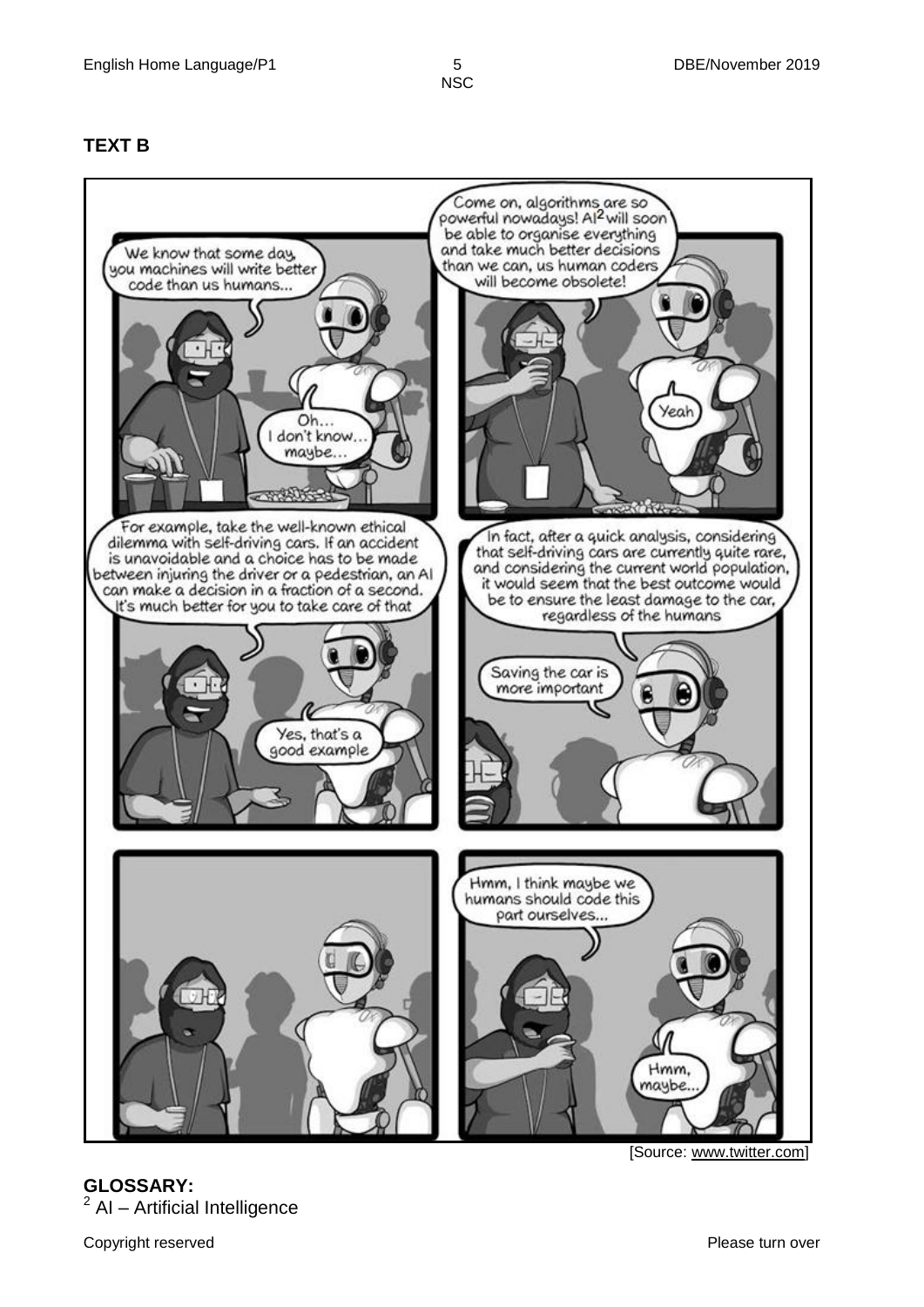## TEXT B

We know that some day, you machines will write better code than us humans...

Oh... I don't know... maybe...

Come on, algorithms are so powerful nowadays! AI[2] will soon be able to organise everything and take much better decisions than we can, us human coders will become obsolete!

Yeah

For example, take the well-known ethical dilemma with self-driving cars. If an accident is unavoidable and a choice has to be made between injuring the driver or a pedestrian, an AI can make a decision in a fraction of a second. It's much better for you to take care of that

Yes, that's a good example

In fact, after a quick analysis, considering that self-driving cars are currently quite rare, and considering the current world population, it would seem that the best outcome would be to ensure the least damage to the car, regardless of the humans

Saving the car is more important

Hmm, I think maybe we humans should code this part ourselves...

Hmm, maybe...

[Source: www.twitter.com]

**GLOSSARY:**

[2] AI – Artificial Intelligence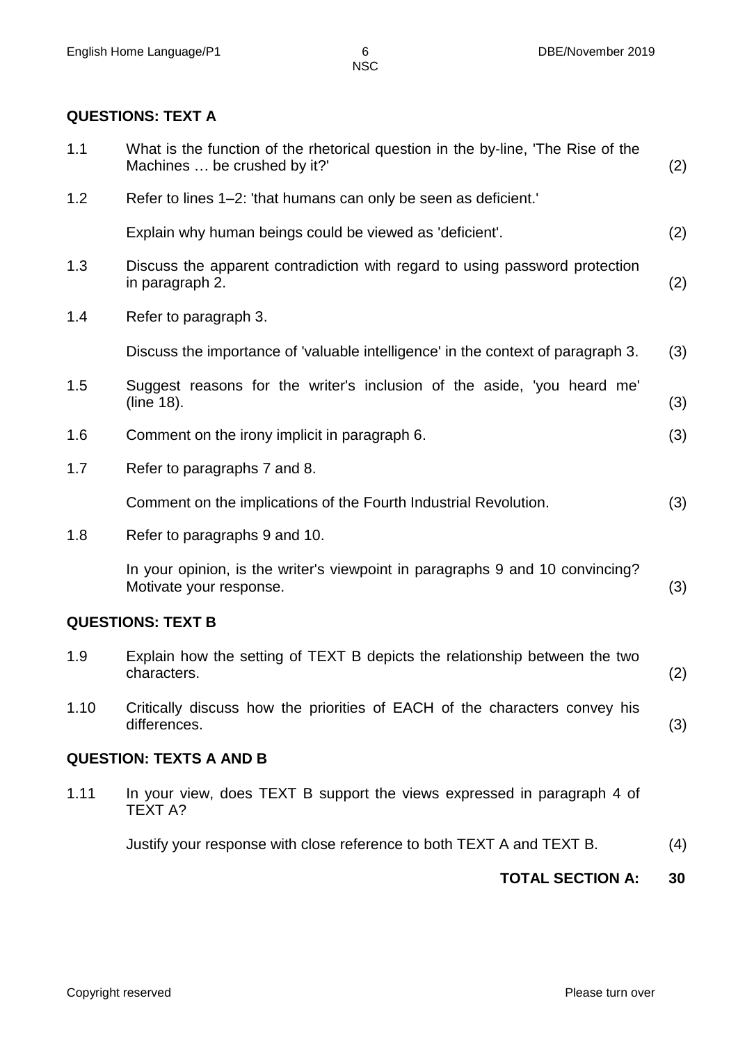## QUESTIONS: TEXT A

| | | |
|---|---|---|
| 1.1 | What is the function of the rhetorical question in the by-line, 'The Rise of the Machines … be crushed by it?' | (2) |
| 1.2 | Refer to lines 1–2: 'that humans can only be seen as deficient.' | |
| | Explain why human beings could be viewed as 'deficient'. | (2) |
| 1.3 | Discuss the apparent contradiction with regard to using password protection in paragraph 2. | (2) |
| 1.4 | Refer to paragraph 3. | |
| | Discuss the importance of 'valuable intelligence' in the context of paragraph 3. | (3) |
| 1.5 | Suggest reasons for the writer's inclusion of the aside, 'you heard me' (line 18). | (3) |
| 1.6 | Comment on the irony implicit in paragraph 6. | (3) |
| 1.7 | Refer to paragraphs 7 and 8. | |
| | Comment on the implications of the Fourth Industrial Revolution. | (3) |
| 1.8 | Refer to paragraphs 9 and 10. | |
| | In your opinion, is the writer's viewpoint in paragraphs 9 and 10 convincing? Motivate your response. | (3) |

## QUESTIONS: TEXT B

| | | |
|---|---|---|
| 1.9 | Explain how the setting of TEXT B depicts the relationship between the two characters. | (2) |
| 1.10 | Critically discuss how the priorities of EACH of the characters convey his differences. | (3) |

## QUESTION: TEXTS A AND B

| | | |
|---|---|---|
| 1.11 | In your view, does TEXT B support the views expressed in paragraph 4 of TEXT A? | |
| | Justify your response with close reference to both TEXT A and TEXT B. | (4) |

**TOTAL SECTION A: 30**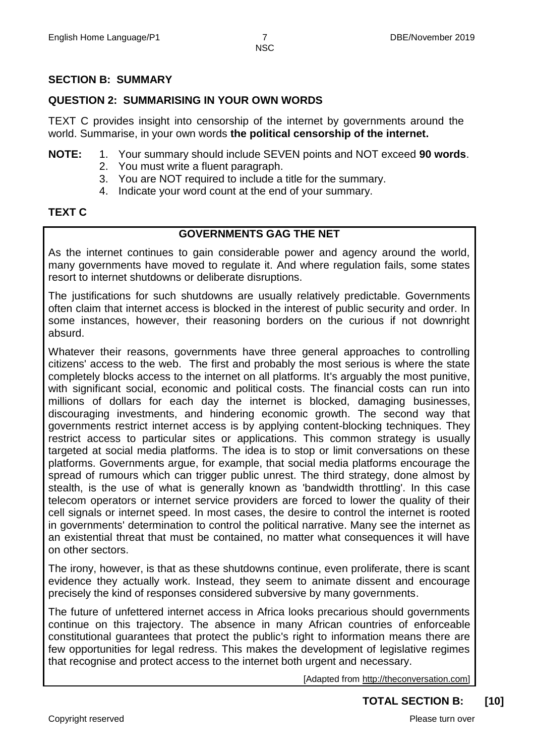## SECTION B: SUMMARY

### QUESTION 2: SUMMARISING IN YOUR OWN WORDS

TEXT C provides insight into censorship of the internet by governments around the world. Summarise, in your own words **the political censorship of the internet.**

**NOTE:**
1. Your summary should include SEVEN points and NOT exceed **90 words**.
2. You must write a fluent paragraph.
3. You are NOT required to include a title for the summary.
4. Indicate your word count at the end of your summary.

### TEXT C

**GOVERNMENTS GAG THE NET**

As the internet continues to gain considerable power and agency around the world, many governments have moved to regulate it. And where regulation fails, some states resort to internet shutdowns or deliberate disruptions.

The justifications for such shutdowns are usually relatively predictable. Governments often claim that internet access is blocked in the interest of public security and order. In some instances, however, their reasoning borders on the curious if not downright absurd.

Whatever their reasons, governments have three general approaches to controlling citizens' access to the web. The first and probably the most serious is where the state completely blocks access to the internet on all platforms. It's arguably the most punitive, with significant social, economic and political costs. The financial costs can run into millions of dollars for each day the internet is blocked, damaging businesses, discouraging investments, and hindering economic growth. The second way that governments restrict internet access is by applying content-blocking techniques. They restrict access to particular sites or applications. This common strategy is usually targeted at social media platforms. The idea is to stop or limit conversations on these platforms. Governments argue, for example, that social media platforms encourage the spread of rumours which can trigger public unrest. The third strategy, done almost by stealth, is the use of what is generally known as 'bandwidth throttling'. In this case telecom operators or internet service providers are forced to lower the quality of their cell signals or internet speed. In most cases, the desire to control the internet is rooted in governments' determination to control the political narrative. Many see the internet as an existential threat that must be contained, no matter what consequences it will have on other sectors.

The irony, however, is that as these shutdowns continue, even proliferate, there is scant evidence they actually work. Instead, they seem to animate dissent and encourage precisely the kind of responses considered subversive by many governments.

The future of unfettered internet access in Africa looks precarious should governments continue on this trajectory. The absence in many African countries of enforceable constitutional guarantees that protect the public's right to information means there are few opportunities for legal redress. This makes the development of legislative regimes that recognise and protect access to the internet both urgent and necessary.

[Adapted from http://theconversation.com]

**TOTAL SECTION B: [10]**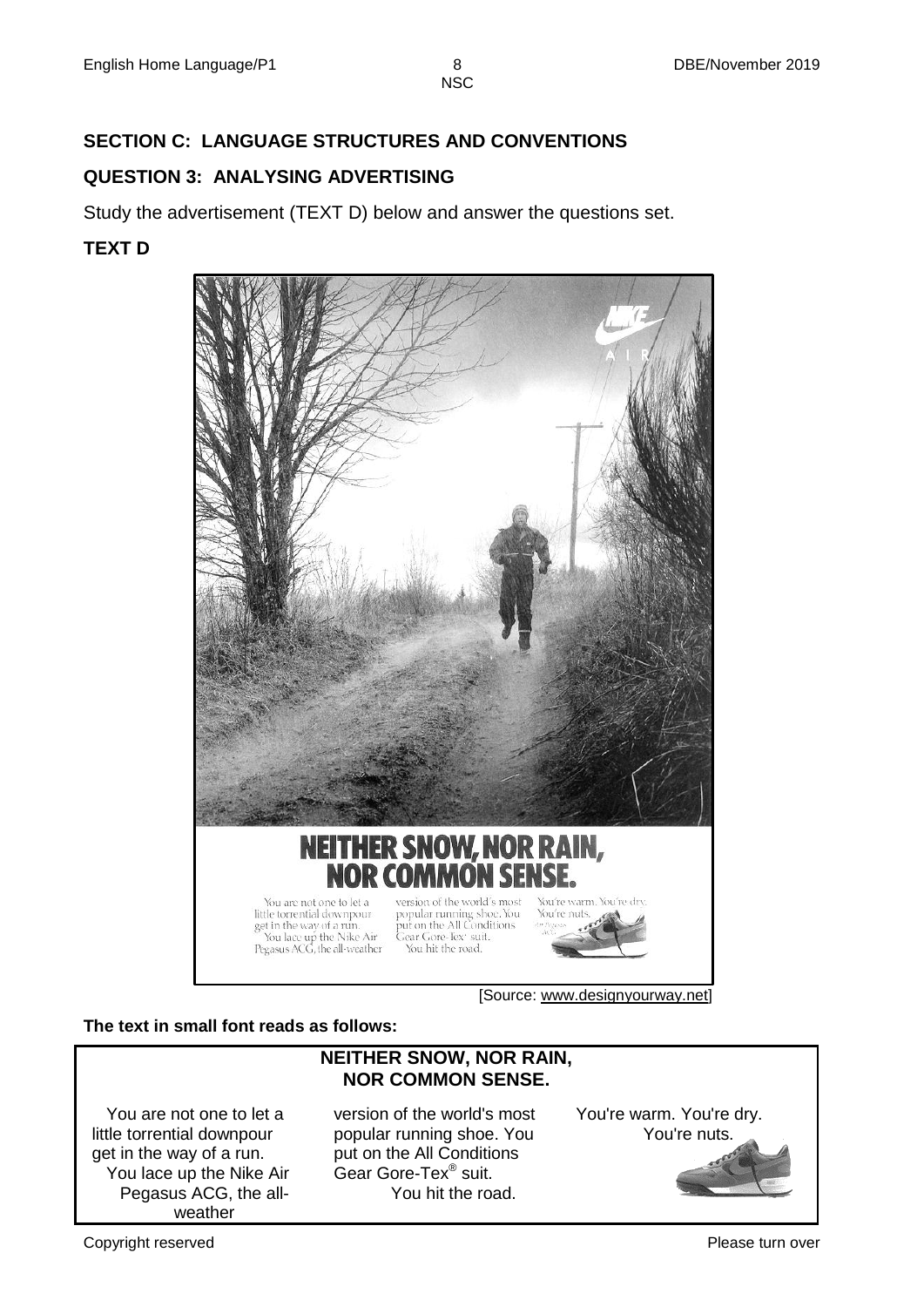## SECTION C: LANGUAGE STRUCTURES AND CONVENTIONS

## QUESTION 3: ANALYSING ADVERTISING

Study the advertisement (TEXT D) below and answer the questions set.

### TEXT D

[Source: www.designyourway.net]

**The text in small font reads as follows:**

**NEITHER SNOW, NOR RAIN, NOR COMMON SENSE.**

You are not one to let a little torrential downpour get in the way of a run.

You lace up the Nike Air Pegasus ACG, the all-weather version of the world's most popular running shoe. You put on the All Conditions Gear Gore-Tex® suit.

You hit the road.

You're warm. You're dry.

You're nuts.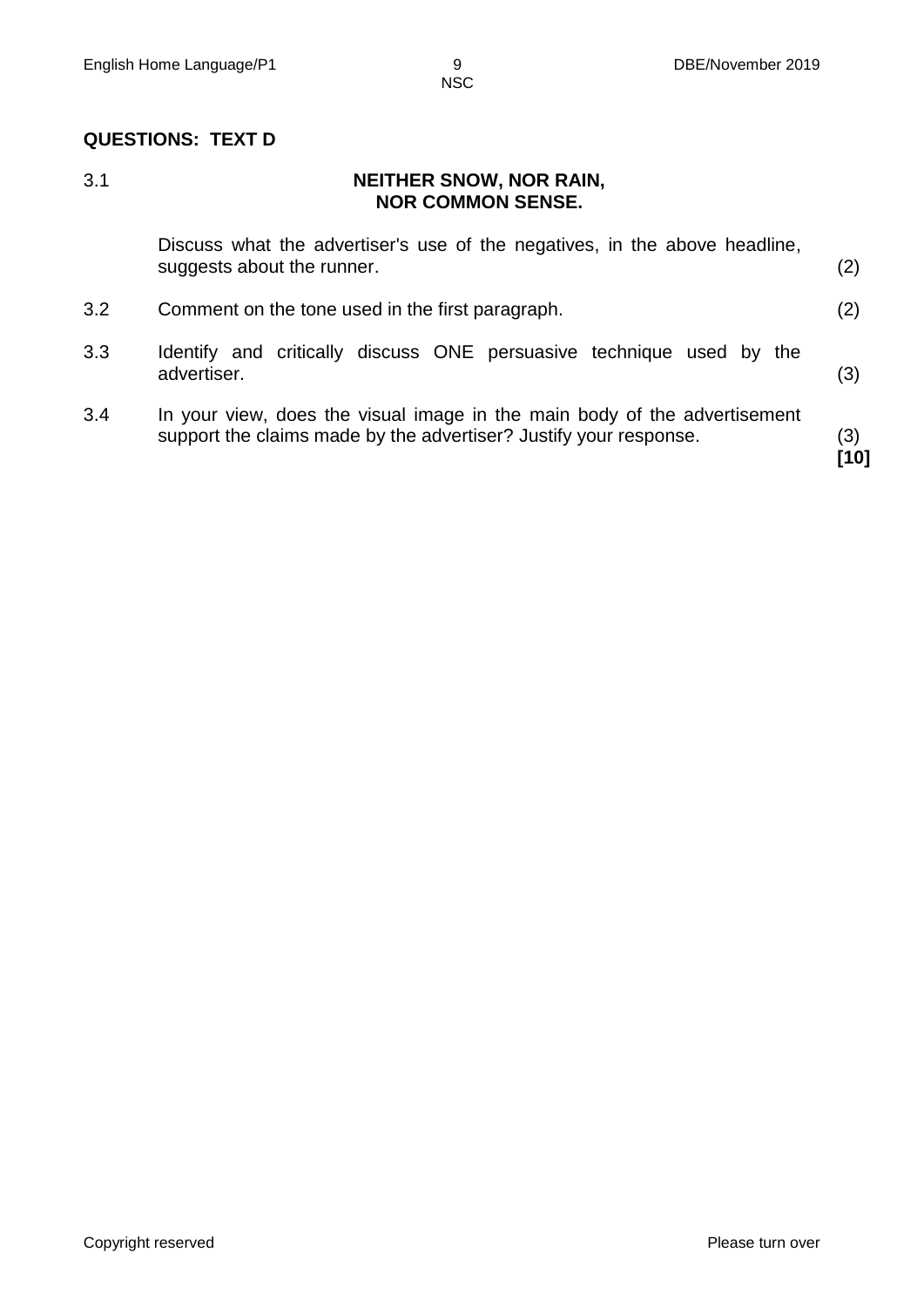## QUESTIONS: TEXT D

3.1 **NEITHER SNOW, NOR RAIN, NOR COMMON SENSE.**

Discuss what the advertiser's use of the negatives, in the above headline, suggests about the runner. (2)

3.2 Comment on the tone used in the first paragraph. (2)

3.3 Identify and critically discuss ONE persuasive technique used by the advertiser. (3)

3.4 In your view, does the visual image in the main body of the advertisement support the claims made by the advertiser? Justify your response. (3)

**[10]**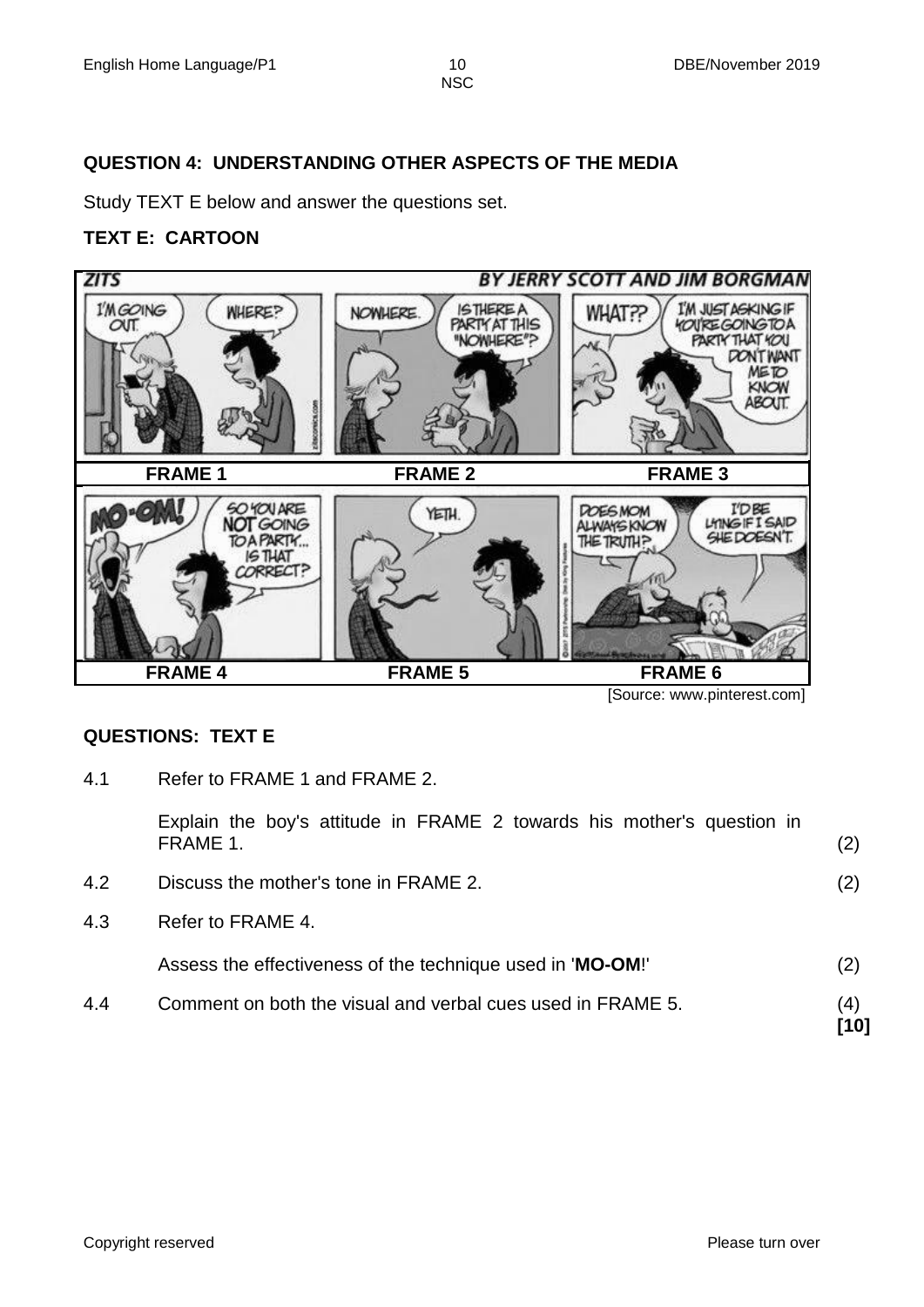## QUESTION 4: UNDERSTANDING OTHER ASPECTS OF THE MEDIA

Study TEXT E below and answer the questions set.

### TEXT E: CARTOON

**ZITS** — BY JERRY SCOTT AND JIM BORGMAN

| FRAME 1 | FRAME 2 | FRAME 3 |
| --- | --- | --- |
| I'M GOING OUT. / WHERE? | NOWHERE. / IS THERE A PARTY AT THIS "NOWHERE"? | WHAT?? / I'M JUST ASKING IF YOU'RE GOING TO A PARTY THAT YOU DON'T WANT ME TO KNOW ABOUT. |
| **FRAME 4** | **FRAME 5** | **FRAME 6** |
| MO-OM! / SO YOU ARE **NOT** GOING TO A PARTY... IS THAT CORRECT? | YETH. | DOES MOM ALWAYS KNOW THE TRUTH? / I'D BE LYING IF I SAID SHE DOESN'T. |

[Source: www.pinterest.com]

### QUESTIONS: TEXT E

4.1 Refer to FRAME 1 and FRAME 2.

Explain the boy's attitude in FRAME 2 towards his mother's question in FRAME 1. (2)

4.2 Discuss the mother's tone in FRAME 2. (2)

4.3 Refer to FRAME 4.

Assess the effectiveness of the technique used in '**MO-OM**!' (2)

4.4 Comment on both the visual and verbal cues used in FRAME 5. (4)

**[10]**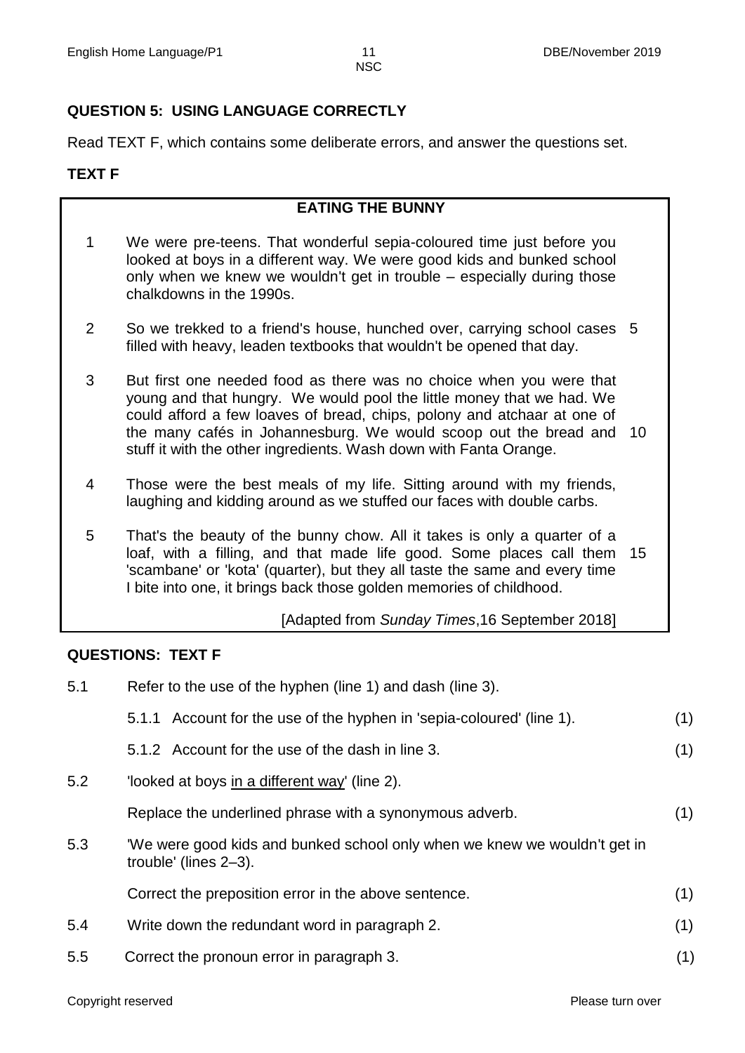## QUESTION 5: USING LANGUAGE CORRECTLY

Read TEXT F, which contains some deliberate errors, and answer the questions set.

### TEXT F

**EATING THE BUNNY**

1 We were pre-teens. That wonderful sepia-coloured time just before you looked at boys in a different way. We were good kids and bunked school only when we knew we wouldn't get in trouble – especially during those chalkdowns in the 1990s.

2 So we trekked to a friend's house, hunched over, carrying school cases filled with heavy, leaden textbooks that wouldn't be opened that day. (5)

3 But first one needed food as there was no choice when you were that young and that hungry. We would pool the little money that we had. We could afford a few loaves of bread, chips, polony and atchaar at one of the many cafés in Johannesburg. We would scoop out the bread and stuff it with the other ingredients. Wash down with Fanta Orange. (10)

4 Those were the best meals of my life. Sitting around with my friends, laughing and kidding around as we stuffed our faces with double carbs.

5 That's the beauty of the bunny chow. All it takes is only a quarter of a loaf, with a filling, and that made life good. Some places call them 'scambane' or 'kota' (quarter), but they all taste the same and every time I bite into one, it brings back those golden memories of childhood. (15)

[Adapted from *Sunday Times*,16 September 2018]

### QUESTIONS: TEXT F

5.1 Refer to the use of the hyphen (line 1) and dash (line 3).

5.1.1 Account for the use of the hyphen in 'sepia-coloured' (line 1). (1)

5.1.2 Account for the use of the dash in line 3. (1)

5.2 'looked at boys <u>in a different way</u>' (line 2).

Replace the underlined phrase with a synonymous adverb. (1)

5.3 'We were good kids and bunked school only when we knew we wouldn't get in trouble' (lines 2–3).

Correct the preposition error in the above sentence. (1)

5.4 Write down the redundant word in paragraph 2. (1)

5.5 Correct the pronoun error in paragraph 3. (1)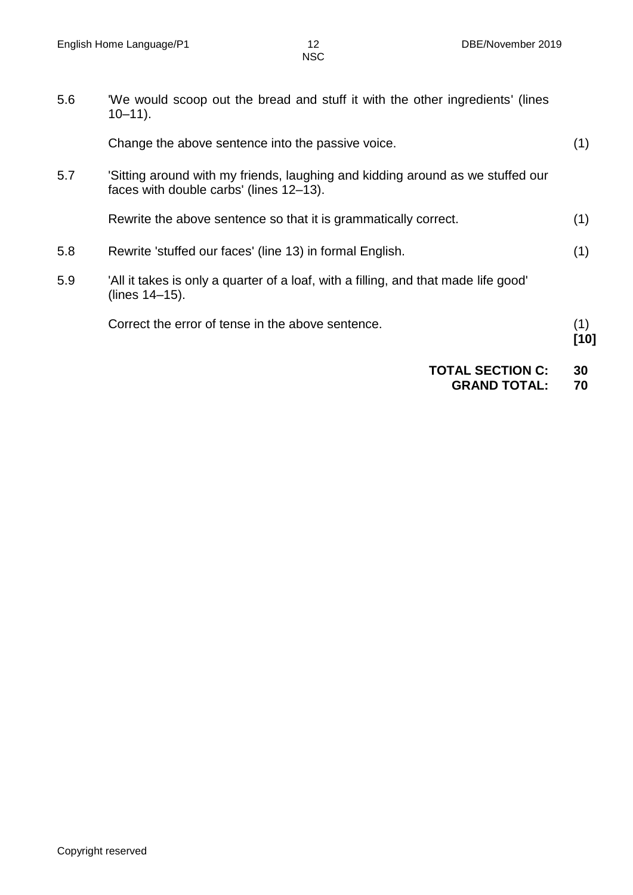5.6 'We would scoop out the bread and stuff it with the other ingredients' (lines 10–11).

Change the above sentence into the passive voice. (1)

5.7 'Sitting around with my friends, laughing and kidding around as we stuffed our faces with double carbs' (lines 12–13).

Rewrite the above sentence so that it is grammatically correct. (1)

5.8 Rewrite 'stuffed our faces' (line 13) in formal English. (1)

5.9 'All it takes is only a quarter of a loaf, with a filling, and that made life good' (lines 14–15).

Correct the error of tense in the above sentence. (1)
**[10]**

**TOTAL SECTION C: 30**
**GRAND TOTAL: 70**

Copyright reserved